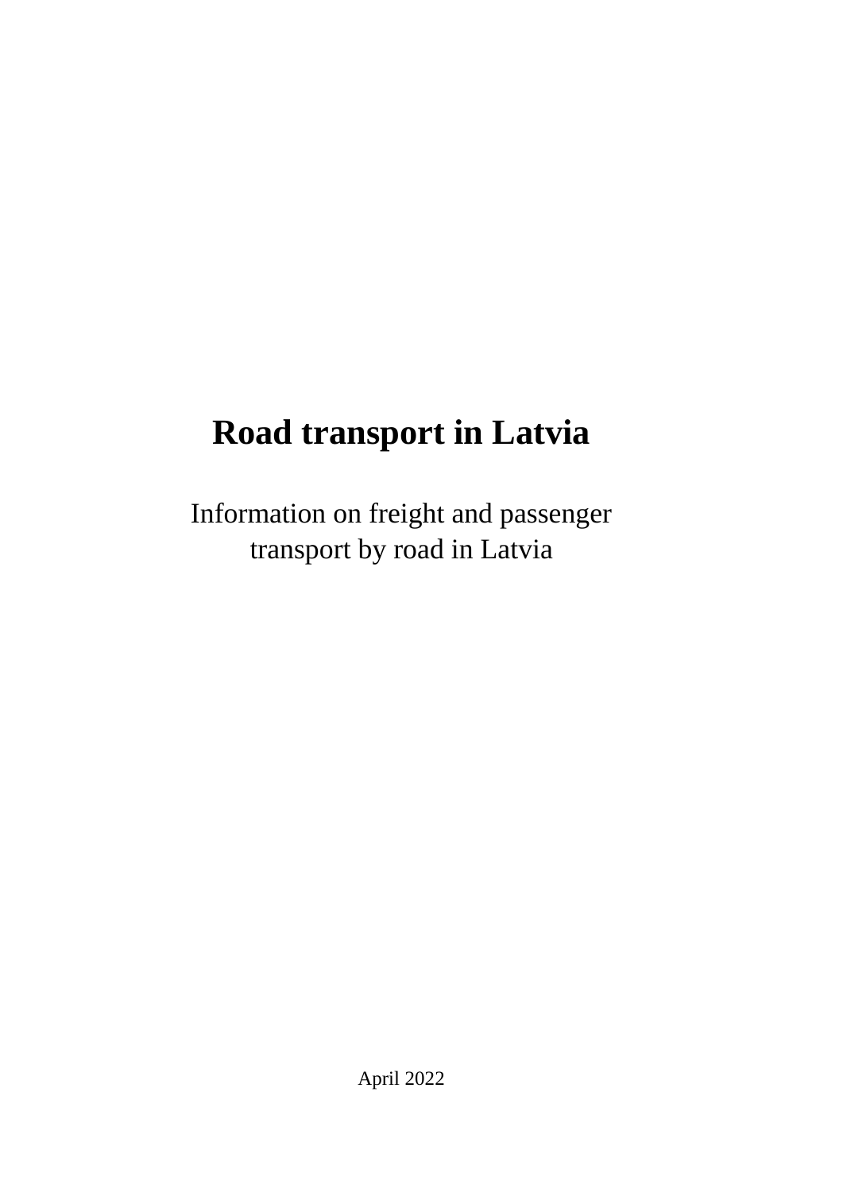# Road transport in Latvia

Information on freight and passenger transport by road in Latvia

April 2022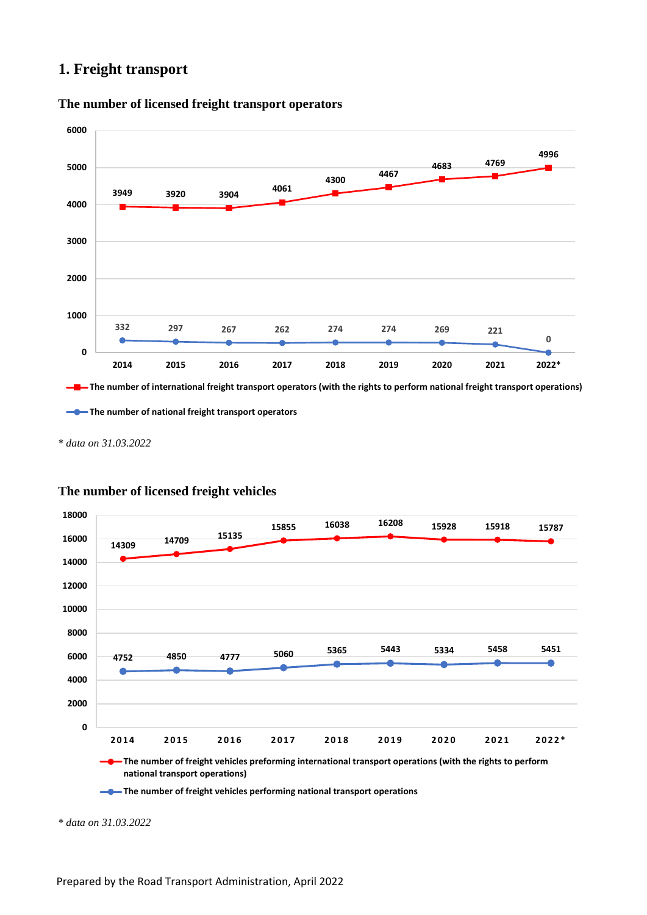# 1. Freight transport

## The number of licensed freight transport operators

| Year | The number of international freight transport operators (with the rights to perform national freight transport operations) | The number of national freight transport operators |
|---|---|---|
| 2014 | 3949 | 332 |
| 2015 | 3920 | 297 |
| 2016 | 3904 | 267 |
| 2017 | 4061 | 262 |
| 2018 | 4300 | 274 |
| 2019 | 4467 | 274 |
| 2020 | 4683 | 269 |
| 2021 | 4769 | 221 |
| 2022* | 4996 | 0 |

*\* data on 31.03.2022*

## The number of licensed freight vehicles

| Year | The number of freight vehicles preforming international transport operations (with the rights to perform national transport operations) | The number of freight vehicles performing national transport operations |
|---|---|---|
| 2014 | 14309 | 4752 |
| 2015 | 14709 | 4850 |
| 2016 | 15135 | 4777 |
| 2017 | 15855 | 5060 |
| 2018 | 16038 | 5365 |
| 2019 | 16208 | 5443 |
| 2020 | 15928 | 5334 |
| 2021 | 15918 | 5458 |
| 2022* | 15787 | 5451 |

*\* data on 31.03.2022*

Prepared by the Road Transport Administration, April 2022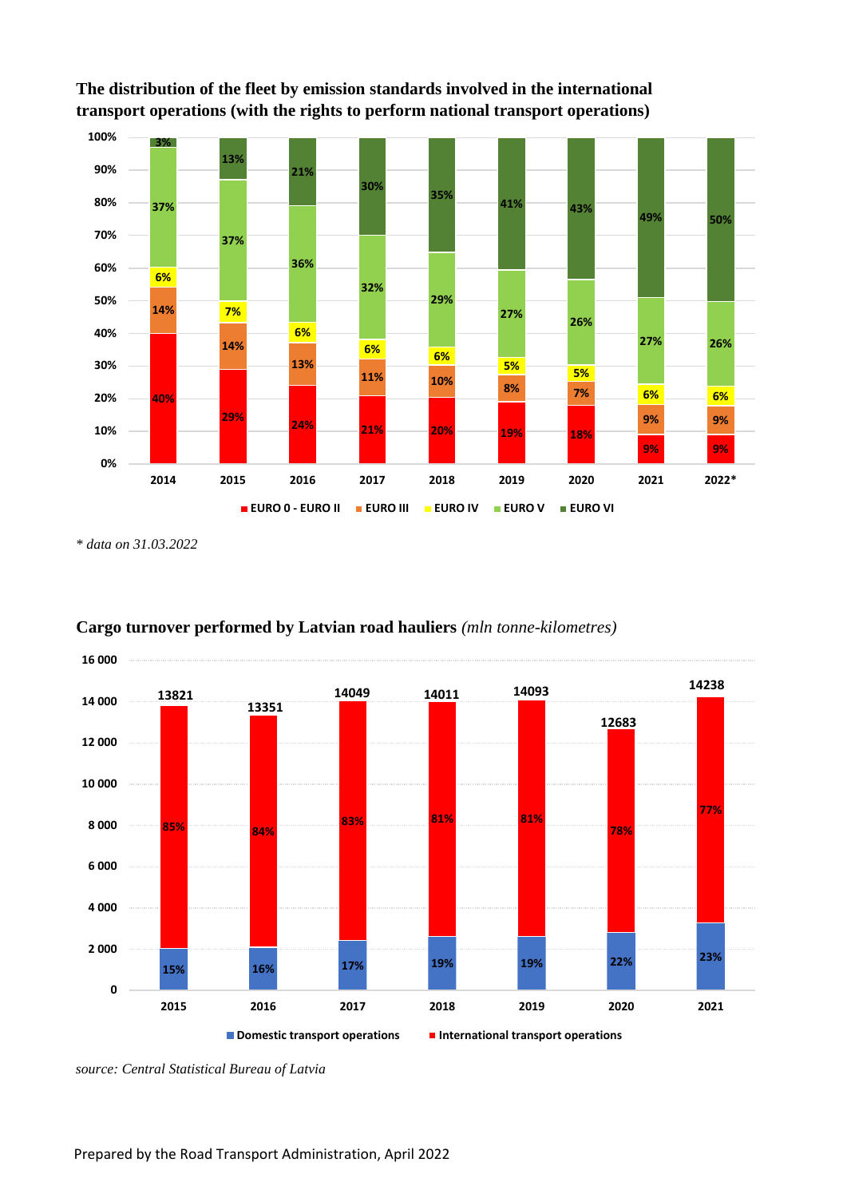**The distribution of the fleet by emission standards involved in the international transport operations (with the rights to perform national transport operations)**

| Year | EURO 0 - EURO II | EURO III | EURO IV | EURO V | EURO VI |
|---|---|---|---|---|---|
| 2014 | 40% | 14% | 6% | 37% | 3% |
| 2015 | 29% | 14% | 7% | 37% | 13% |
| 2016 | 24% | 13% | 6% | 36% | 21% |
| 2017 | 21% | 11% | 6% | 32% | 30% |
| 2018 | 20% | 10% | 6% | 29% | 35% |
| 2019 | 19% | 8% | 5% | 27% | 41% |
| 2020 | 18% | 7% | 5% | 26% | 43% |
| 2021 | 9% | 9% | 6% | 27% | 49% |
| 2022* | 9% | 9% | 6% | 26% | 50% |

*\* data on 31.03.2022*

**Cargo turnover performed by Latvian road hauliers** *(mln tonne-kilometres)*

| Year | Total | Domestic transport operations | International transport operations |
|---|---|---|---|
| 2015 | 13821 | 15% | 85% |
| 2016 | 13351 | 16% | 84% |
| 2017 | 14049 | 17% | 83% |
| 2018 | 14011 | 19% | 81% |
| 2019 | 14093 | 19% | 81% |
| 2020 | 12683 | 22% | 78% |
| 2021 | 14238 | 23% | 77% |

*source: Central Statistical Bureau of Latvia*

Prepared by the Road Transport Administration, April 2022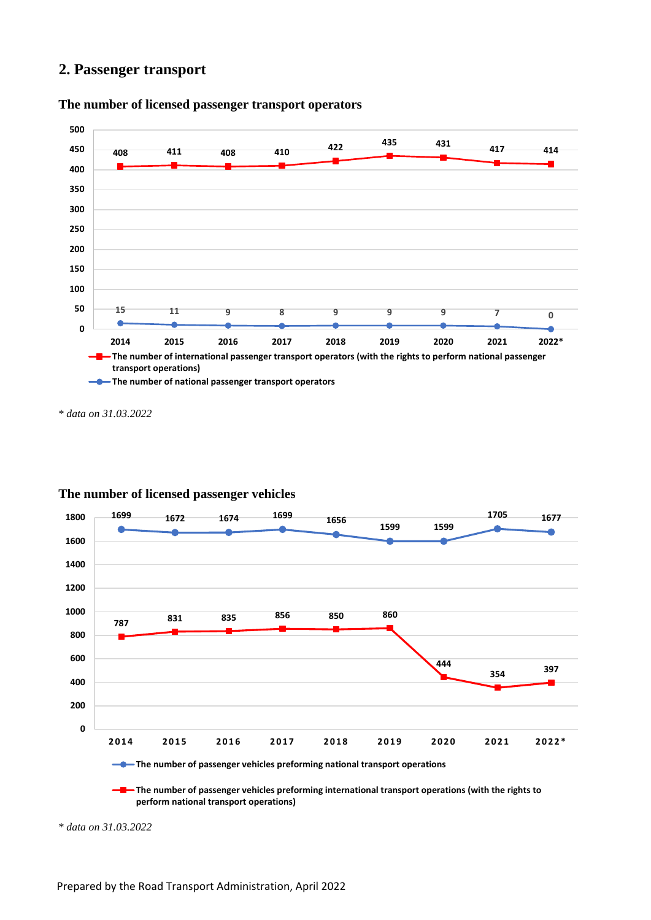## 2. Passenger transport

### The number of licensed passenger transport operators

| | 2014 | 2015 | 2016 | 2017 | 2018 | 2019 | 2020 | 2021 | 2022* |
|---|---|---|---|---|---|---|---|---|---|
| The number of international passenger transport operators (with the rights to perform national passenger transport operations) | 408 | 411 | 408 | 410 | 422 | 435 | 431 | 417 | 414 |
| The number of national passenger transport operators | 15 | 11 | 9 | 8 | 9 | 9 | 9 | 7 | 0 |

*\* data on 31.03.2022*

### The number of licensed passenger vehicles

| | 2014 | 2015 | 2016 | 2017 | 2018 | 2019 | 2020 | 2021 | 2022* |
|---|---|---|---|---|---|---|---|---|---|
| The number of passenger vehicles preforming national transport operations | 1699 | 1672 | 1674 | 1699 | 1656 | 1599 | 1599 | 1705 | 1677 |
| The number of passenger vehicles preforming international transport operations (with the rights to perform national transport operations) | 787 | 831 | 835 | 856 | 850 | 860 | 444 | 354 | 397 |

*\* data on 31.03.2022*

Prepared by the Road Transport Administration, April 2022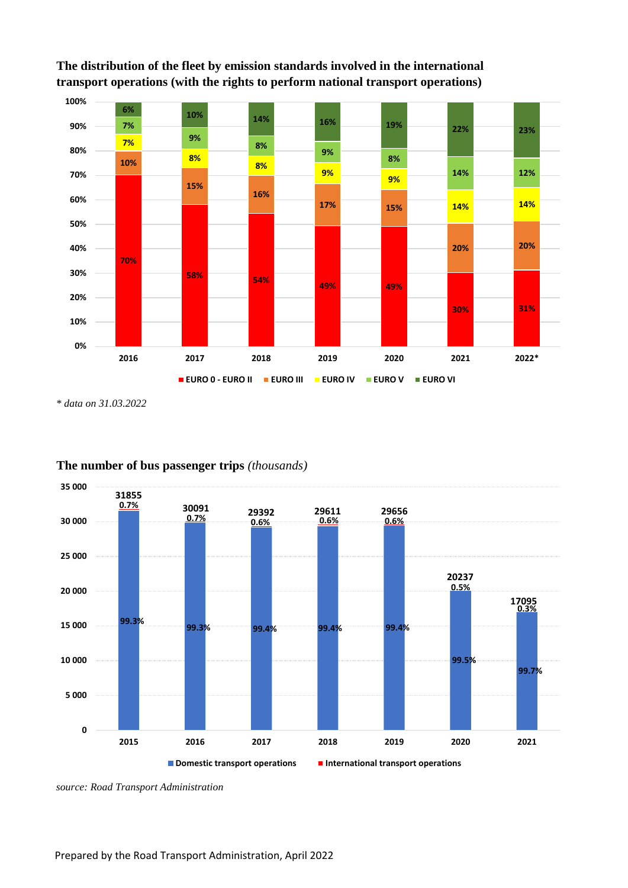**The distribution of the fleet by emission standards involved in the international transport operations (with the rights to perform national transport operations)**

100%
90%
80%
70%
60%
50%
40%
30%
20%
10%
0%

2016: 70%, 10%, 7%, 7%, 6%
2017: 58%, 15%, 8%, 9%, 10%
2018: 54%, 16%, 8%, 8%, 14%
2019: 49%, 17%, 9%, 9%, 16%
2020: 49%, 15%, 9%, 8%, 19%
2021: 30%, 20%, 14%, 14%, 22%
2022*: 31%, 20%, 14%, 12%, 23%

EURO 0 - EURO II, EURO III, EURO IV, EURO V, EURO VI

*\* data on 31.03.2022*

**The number of bus passenger trips** *(thousands)*

35 000
30 000
25 000
20 000
15 000
10 000
5 000
0

2015: 31855, 0.7%, 99.3%
2016: 30091, 0.7%, 99.3%
2017: 29392, 0.6%, 99.4%
2018: 29611, 0.6%, 99.4%
2019: 29656, 0.6%, 99.4%
2020: 20237, 0.5%, 99.5%
2021: 17095, 0.3%, 99.7%

Domestic transport operations, International transport operations

*source: Road Transport Administration*

Prepared by the Road Transport Administration, April 2022